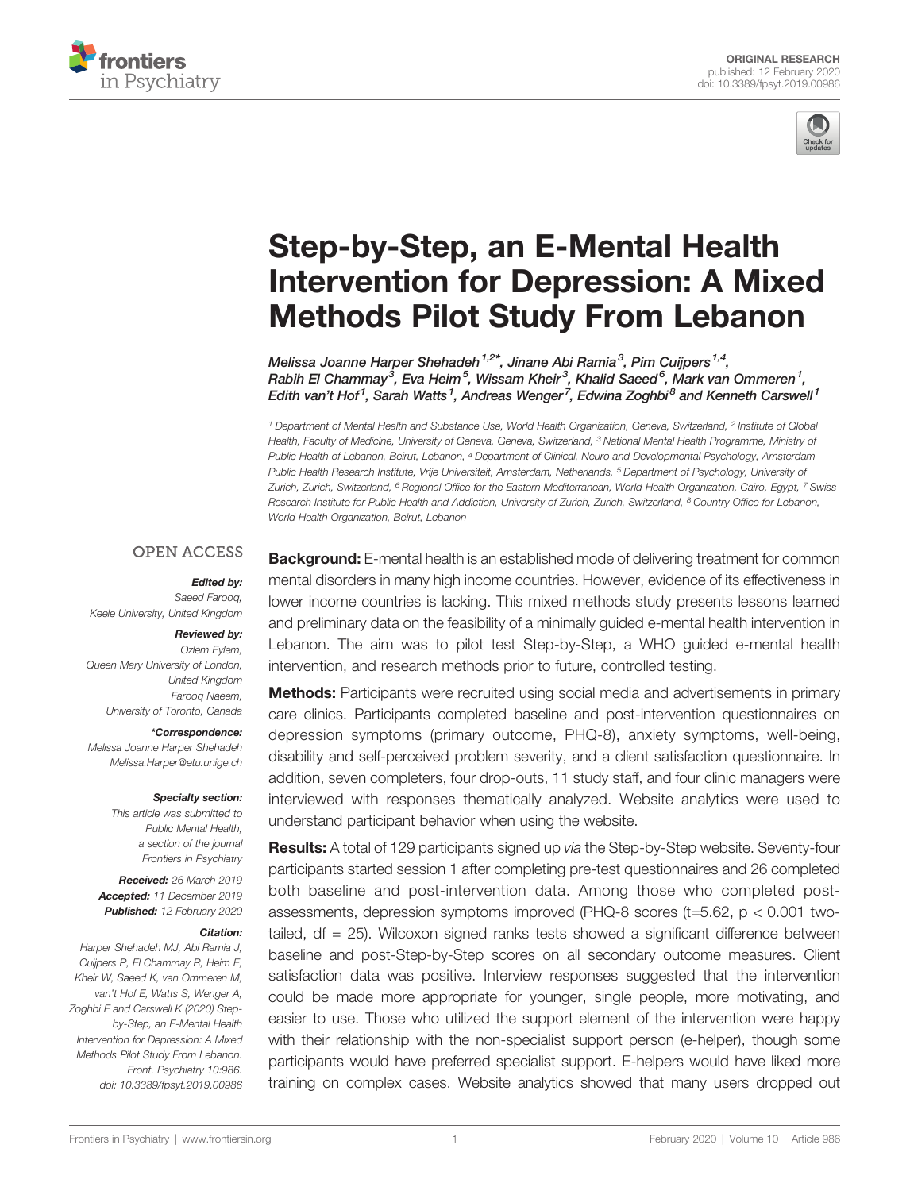ORIGINAL RESEARCH
published: 12 February 2020
doi: 10.3389/fpsyt.2019.00986

# Step-by-Step, an E-Mental Health Intervention for Depression: A Mixed Methods Pilot Study From Lebanon

*Melissa Joanne Harper Shehadeh[1,2*], Jinane Abi Ramia[3], Pim Cuijpers[1,4], Rabih El Chammay[3], Eva Heim[5], Wissam Kheir[3], Khalid Saeed[6], Mark van Ommeren[1], Edith van't Hof[1], Sarah Watts[1], Andreas Wenger[7], Edwina Zoghbi[8] and Kenneth Carswell[1]*

[1] Department of Mental Health and Substance Use, World Health Organization, Geneva, Switzerland, [2] Institute of Global Health, Faculty of Medicine, University of Geneva, Geneva, Switzerland, [3] National Mental Health Programme, Ministry of Public Health of Lebanon, Beirut, Lebanon, [4] Department of Clinical, Neuro and Developmental Psychology, Amsterdam Public Health Research Institute, Vrije Universiteit, Amsterdam, Netherlands, [5] Department of Psychology, University of Zurich, Zurich, Switzerland, [6] Regional Office for the Eastern Mediterranean, World Health Organization, Cairo, Egypt, [7] Swiss Research Institute for Public Health and Addiction, University of Zurich, Zurich, Switzerland, [8] Country Office for Lebanon, World Health Organization, Beirut, Lebanon

OPEN ACCESS

***Edited by:***
Saeed Farooq,
Keele University, United Kingdom

***Reviewed by:***
Ozlem Eylem,
Queen Mary University of London,
United Kingdom
Farooq Naeem,
University of Toronto, Canada

***\*Correspondence:***
Melissa Joanne Harper Shehadeh
Melissa.Harper@etu.unige.ch

***Specialty section:***
This article was submitted to
Public Mental Health,
a section of the journal
Frontiers in Psychiatry

***Received:*** 26 March 2019
***Accepted:*** 11 December 2019
***Published:*** 12 February 2020

***Citation:***
Harper Shehadeh MJ, Abi Ramia J, Cuijpers P, El Chammay R, Heim E, Kheir W, Saeed K, van Ommeren M, van't Hof E, Watts S, Wenger A, Zoghbi E and Carswell K (2020) Step-by-Step, an E-Mental Health Intervention for Depression: A Mixed Methods Pilot Study From Lebanon. Front. Psychiatry 10:986. doi: 10.3389/fpsyt.2019.00986

**Background:** E-mental health is an established mode of delivering treatment for common mental disorders in many high income countries. However, evidence of its effectiveness in lower income countries is lacking. This mixed methods study presents lessons learned and preliminary data on the feasibility of a minimally guided e-mental health intervention in Lebanon. The aim was to pilot test Step-by-Step, a WHO guided e-mental health intervention, and research methods prior to future, controlled testing.

**Methods:** Participants were recruited using social media and advertisements in primary care clinics. Participants completed baseline and post-intervention questionnaires on depression symptoms (primary outcome, PHQ-8), anxiety symptoms, well-being, disability and self-perceived problem severity, and a client satisfaction questionnaire. In addition, seven completers, four drop-outs, 11 study staff, and four clinic managers were interviewed with responses thematically analyzed. Website analytics were used to understand participant behavior when using the website.

**Results:** A total of 129 participants signed up *via* the Step-by-Step website. Seventy-four participants started session 1 after completing pre-test questionnaires and 26 completed both baseline and post-intervention data. Among those who completed post-assessments, depression symptoms improved (PHQ-8 scores ($t=5.62$, $p < 0.001$ two-tailed, $df = 25$). Wilcoxon signed ranks tests showed a significant difference between baseline and post-Step-by-Step scores on all secondary outcome measures. Client satisfaction data was positive. Interview responses suggested that the intervention could be made more appropriate for younger, single people, more motivating, and easier to use. Those who utilized the support element of the intervention were happy with their relationship with the non-specialist support person (e-helper), though some participants would have preferred specialist support. E-helpers would have liked more training on complex cases. Website analytics showed that many users dropped out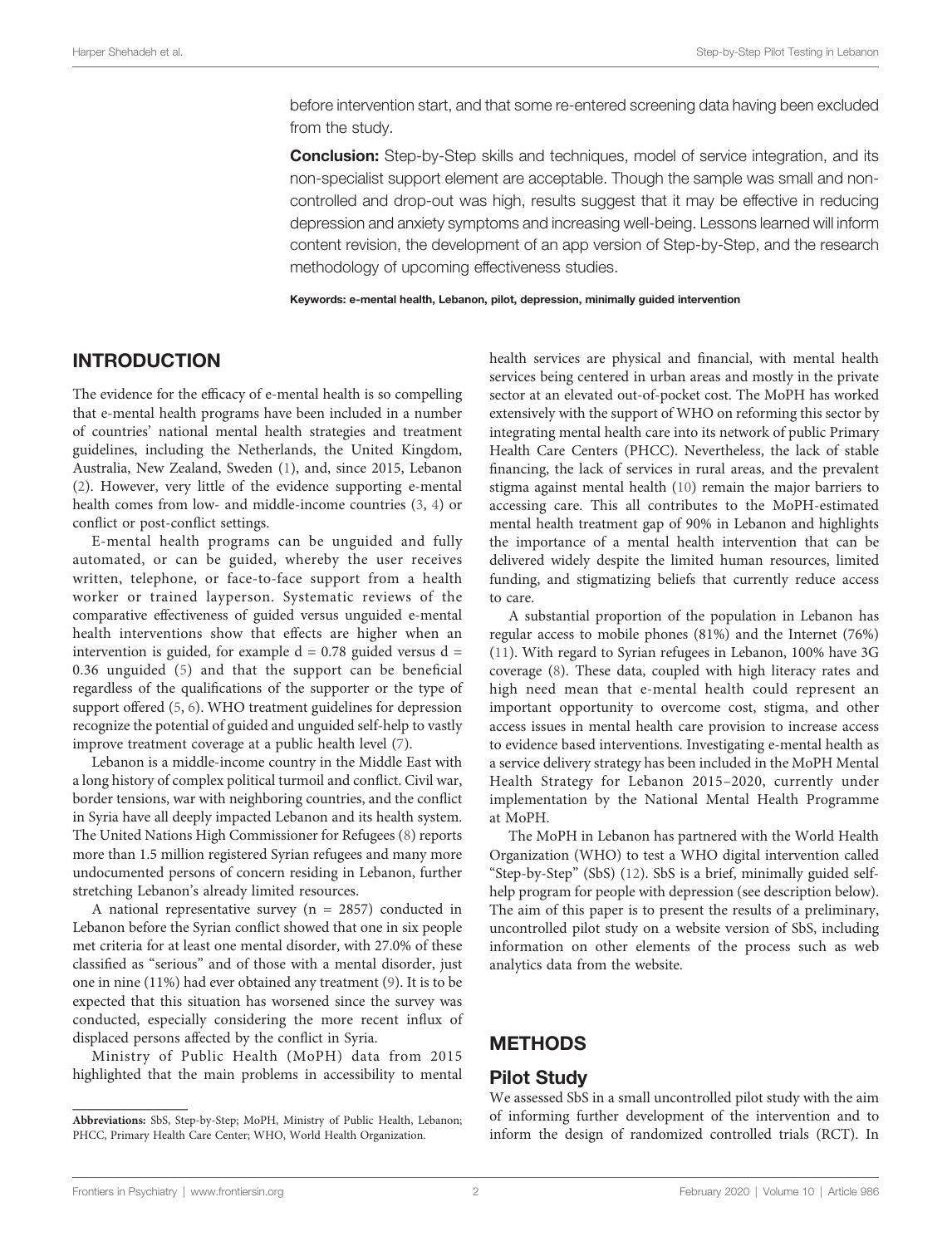before intervention start, and that some re-entered screening data having been excluded from the study.

**Conclusion:** Step-by-Step skills and techniques, model of service integration, and its non-specialist support element are acceptable. Though the sample was small and non-controlled and drop-out was high, results suggest that it may be effective in reducing depression and anxiety symptoms and increasing well-being. Lessons learned will inform content revision, the development of an app version of Step-by-Step, and the research methodology of upcoming effectiveness studies.

**Keywords: e-mental health, Lebanon, pilot, depression, minimally guided intervention**

## INTRODUCTION

The evidence for the efficacy of e-mental health is so compelling that e-mental health programs have been included in a number of countries' national mental health strategies and treatment guidelines, including the Netherlands, the United Kingdom, Australia, New Zealand, Sweden (1), and, since 2015, Lebanon (2). However, very little of the evidence supporting e-mental health comes from low- and middle-income countries (3, 4) or conflict or post-conflict settings.

E-mental health programs can be unguided and fully automated, or can be guided, whereby the user receives written, telephone, or face-to-face support from a health worker or trained layperson. Systematic reviews of the comparative effectiveness of guided versus unguided e-mental health interventions show that effects are higher when an intervention is guided, for example $d = 0.78$ guided versus $d = 0.36$ unguided (5) and that the support can be beneficial regardless of the qualifications of the supporter or the type of support offered (5, 6). WHO treatment guidelines for depression recognize the potential of guided and unguided self-help to vastly improve treatment coverage at a public health level (7).

Lebanon is a middle-income country in the Middle East with a long history of complex political turmoil and conflict. Civil war, border tensions, war with neighboring countries, and the conflict in Syria have all deeply impacted Lebanon and its health system. The United Nations High Commissioner for Refugees (8) reports more than 1.5 million registered Syrian refugees and many more undocumented persons of concern residing in Lebanon, further stretching Lebanon's already limited resources.

A national representative survey (n = 2857) conducted in Lebanon before the Syrian conflict showed that one in six people met criteria for at least one mental disorder, with 27.0% of these classified as "serious" and of those with a mental disorder, just one in nine (11%) had ever obtained any treatment (9). It is to be expected that this situation has worsened since the survey was conducted, especially considering the more recent influx of displaced persons affected by the conflict in Syria.

Ministry of Public Health (MoPH) data from 2015 highlighted that the main problems in accessibility to mental health services are physical and financial, with mental health services being centered in urban areas and mostly in the private sector at an elevated out-of-pocket cost. The MoPH has worked extensively with the support of WHO on reforming this sector by integrating mental health care into its network of public Primary Health Care Centers (PHCC). Nevertheless, the lack of stable financing, the lack of services in rural areas, and the prevalent stigma against mental health (10) remain the major barriers to accessing care. This all contributes to the MoPH-estimated mental health treatment gap of 90% in Lebanon and highlights the importance of a mental health intervention that can be delivered widely despite the limited human resources, limited funding, and stigmatizing beliefs that currently reduce access to care.

A substantial proportion of the population in Lebanon has regular access to mobile phones (81%) and the Internet (76%) (11). With regard to Syrian refugees in Lebanon, 100% have 3G coverage (8). These data, coupled with high literacy rates and high need mean that e-mental health could represent an important opportunity to overcome cost, stigma, and other access issues in mental health care provision to increase access to evidence based interventions. Investigating e-mental health as a service delivery strategy has been included in the MoPH Mental Health Strategy for Lebanon 2015–2020, currently under implementation by the National Mental Health Programme at MoPH.

The MoPH in Lebanon has partnered with the World Health Organization (WHO) to test a WHO digital intervention called "Step-by-Step" (SbS) (12). SbS is a brief, minimally guided self-help program for people with depression (see description below). The aim of this paper is to present the results of a preliminary, uncontrolled pilot study on a website version of SbS, including information on other elements of the process such as web analytics data from the website.

## METHODS

### Pilot Study

We assessed SbS in a small uncontrolled pilot study with the aim of informing further development of the intervention and to inform the design of randomized controlled trials (RCT). In

**Abbreviations:** SbS, Step-by-Step; MoPH, Ministry of Public Health, Lebanon; PHCC, Primary Health Care Center; WHO, World Health Organization.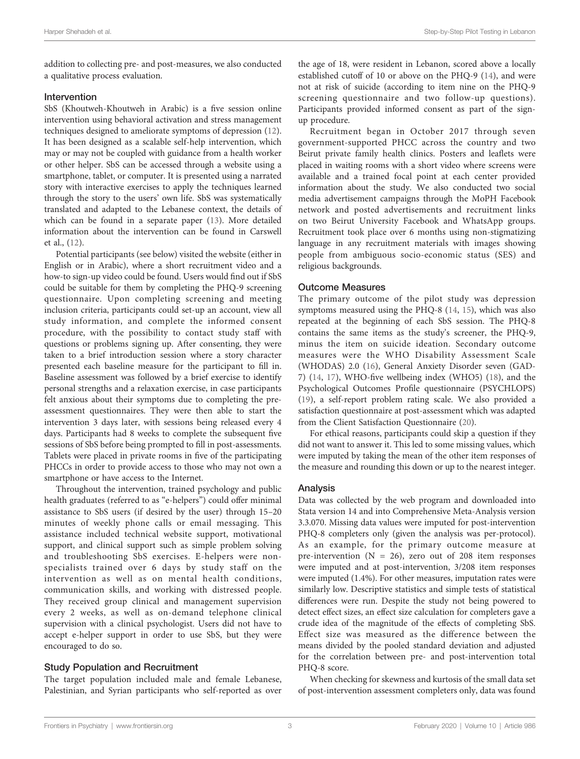addition to collecting pre- and post-measures, we also conducted a qualitative process evaluation.

### Intervention

SbS (Khoutweh-Khoutweh in Arabic) is a five session online intervention using behavioral activation and stress management techniques designed to ameliorate symptoms of depression (12). It has been designed as a scalable self-help intervention, which may or may not be coupled with guidance from a health worker or other helper. SbS can be accessed through a website using a smartphone, tablet, or computer. It is presented using a narrated story with interactive exercises to apply the techniques learned through the story to the users' own life. SbS was systematically translated and adapted to the Lebanese context, the details of which can be found in a separate paper (13). More detailed information about the intervention can be found in Carswell et al., (12).

Potential participants (see below) visited the website (either in English or in Arabic), where a short recruitment video and a how-to sign-up video could be found. Users would find out if SbS could be suitable for them by completing the PHQ-9 screening questionnaire. Upon completing screening and meeting inclusion criteria, participants could set-up an account, view all study information, and complete the informed consent procedure, with the possibility to contact study staff with questions or problems signing up. After consenting, they were taken to a brief introduction session where a story character presented each baseline measure for the participant to fill in. Baseline assessment was followed by a brief exercise to identify personal strengths and a relaxation exercise, in case participants felt anxious about their symptoms due to completing the pre-assessment questionnaires. They were then able to start the intervention 3 days later, with sessions being released every 4 days. Participants had 8 weeks to complete the subsequent five sessions of SbS before being prompted to fill in post-assessments. Tablets were placed in private rooms in five of the participating PHCCs in order to provide access to those who may not own a smartphone or have access to the Internet.

Throughout the intervention, trained psychology and public health graduates (referred to as "e-helpers") could offer minimal assistance to SbS users (if desired by the user) through 15–20 minutes of weekly phone calls or email messaging. This assistance included technical website support, motivational support, and clinical support such as simple problem solving and troubleshooting SbS exercises. E-helpers were non-specialists trained over 6 days by study staff on the intervention as well as on mental health conditions, communication skills, and working with distressed people. They received group clinical and management supervision every 2 weeks, as well as on-demand telephone clinical supervision with a clinical psychologist. Users did not have to accept e-helper support in order to use SbS, but they were encouraged to do so.

### Study Population and Recruitment

The target population included male and female Lebanese, Palestinian, and Syrian participants who self-reported as over the age of 18, were resident in Lebanon, scored above a locally established cutoff of 10 or above on the PHQ-9 (14), and were not at risk of suicide (according to item nine on the PHQ-9 screening questionnaire and two follow-up questions). Participants provided informed consent as part of the sign-up procedure.

Recruitment began in October 2017 through seven government-supported PHCC across the country and two Beirut private family health clinics. Posters and leaflets were placed in waiting rooms with a short video where screens were available and a trained focal point at each center provided information about the study. We also conducted two social media advertisement campaigns through the MoPH Facebook network and posted advertisements and recruitment links on two Beirut University Facebook and WhatsApp groups. Recruitment took place over 6 months using non-stigmatizing language in any recruitment materials with images showing people from ambiguous socio-economic status (SES) and religious backgrounds.

### Outcome Measures

The primary outcome of the pilot study was depression symptoms measured using the PHQ-8 (14, 15), which was also repeated at the beginning of each SbS session. The PHQ-8 contains the same items as the study's screener, the PHQ-9, minus the item on suicide ideation. Secondary outcome measures were the WHO Disability Assessment Scale (WHODAS) 2.0 (16), General Anxiety Disorder seven (GAD-7) (14, 17), WHO-five wellbeing index (WHO5) (18), and the Psychological Outcomes Profile questionnaire (PSYCHLOPS) (19), a self-report problem rating scale. We also provided a satisfaction questionnaire at post-assessment which was adapted from the Client Satisfaction Questionnaire (20).

For ethical reasons, participants could skip a question if they did not want to answer it. This led to some missing values, which were imputed by taking the mean of the other item responses of the measure and rounding this down or up to the nearest integer.

### Analysis

Data was collected by the web program and downloaded into Stata version 14 and into Comprehensive Meta-Analysis version 3.3.070. Missing data values were imputed for post-intervention PHQ-8 completers only (given the analysis was per-protocol). As an example, for the primary outcome measure at pre-intervention ($N = 26$), zero out of 208 item responses were imputed and at post-intervention, 3/208 item responses were imputed (1.4%). For other measures, imputation rates were similarly low. Descriptive statistics and simple tests of statistical differences were run. Despite the study not being powered to detect effect sizes, an effect size calculation for completers gave a crude idea of the magnitude of the effects of completing SbS. Effect size was measured as the difference between the means divided by the pooled standard deviation and adjusted for the correlation between pre- and post-intervention total PHQ-8 score.

When checking for skewness and kurtosis of the small data set of post-intervention assessment completers only, data was found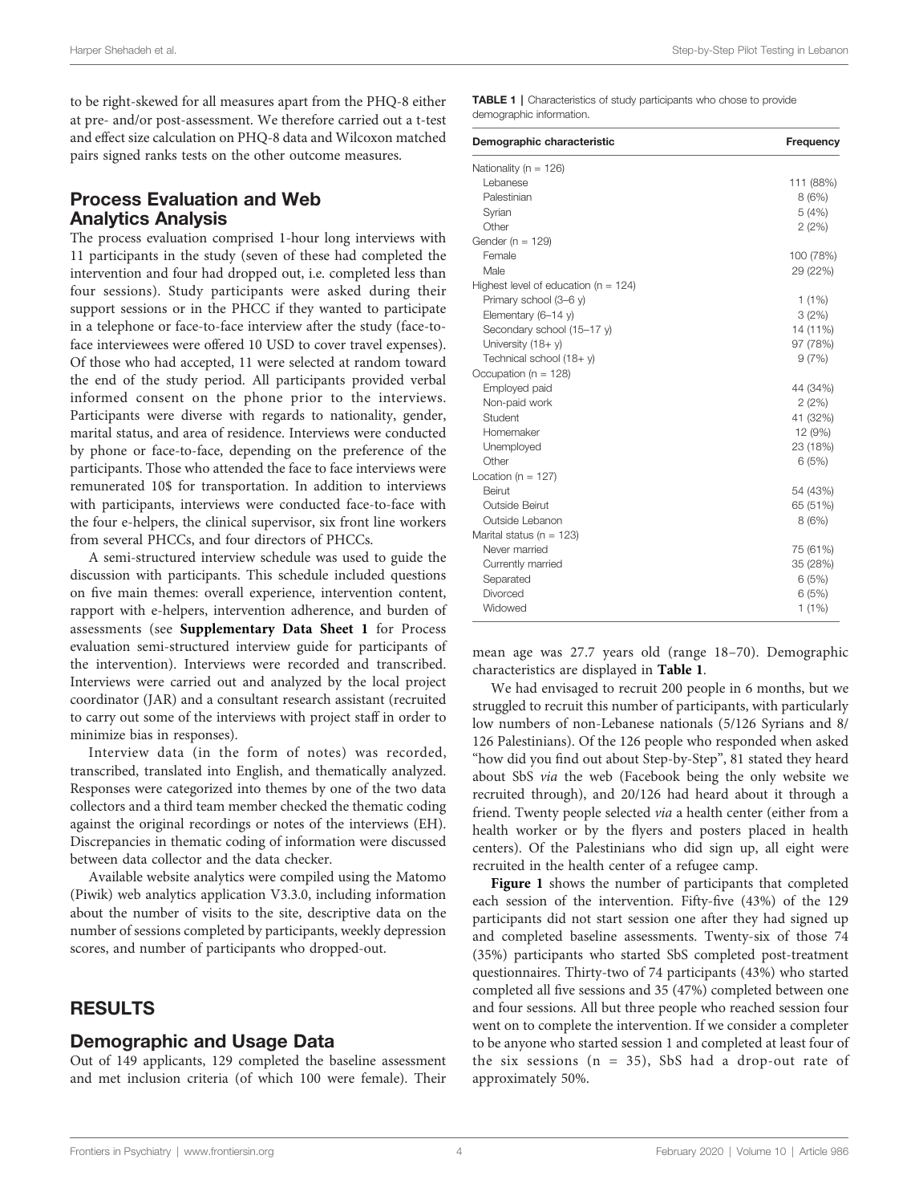to be right-skewed for all measures apart from the PHQ-8 either at pre- and/or post-assessment. We therefore carried out a t-test and effect size calculation on PHQ-8 data and Wilcoxon matched pairs signed ranks tests on the other outcome measures.

## Process Evaluation and Web Analytics Analysis

The process evaluation comprised 1-hour long interviews with 11 participants in the study (seven of these had completed the intervention and four had dropped out, i.e. completed less than four sessions). Study participants were asked during their support sessions or in the PHCC if they wanted to participate in a telephone or face-to-face interview after the study (face-to-face interviewees were offered 10 USD to cover travel expenses). Of those who had accepted, 11 were selected at random toward the end of the study period. All participants provided verbal informed consent on the phone prior to the interviews. Participants were diverse with regards to nationality, gender, marital status, and area of residence. Interviews were conducted by phone or face-to-face, depending on the preference of the participants. Those who attended the face to face interviews were remunerated 10$ for transportation. In addition to interviews with participants, interviews were conducted face-to-face with the four e-helpers, the clinical supervisor, six front line workers from several PHCCs, and four directors of PHCCs.

A semi-structured interview schedule was used to guide the discussion with participants. This schedule included questions on five main themes: overall experience, intervention content, rapport with e-helpers, intervention adherence, and burden of assessments (see **Supplementary Data Sheet 1** for Process evaluation semi-structured interview guide for participants of the intervention). Interviews were recorded and transcribed. Interviews were carried out and analyzed by the local project coordinator (JAR) and a consultant research assistant (recruited to carry out some of the interviews with project staff in order to minimize bias in responses).

Interview data (in the form of notes) was recorded, transcribed, translated into English, and thematically analyzed. Responses were categorized into themes by one of the two data collectors and a third team member checked the thematic coding against the original recordings or notes of the interviews (EH). Discrepancies in thematic coding of information were discussed between data collector and the data checker.

Available website analytics were compiled using the Matomo (Piwik) web analytics application V3.3.0, including information about the number of visits to the site, descriptive data on the number of sessions completed by participants, weekly depression scores, and number of participants who dropped-out.

# RESULTS

## Demographic and Usage Data

Out of 149 applicants, 129 completed the baseline assessment and met inclusion criteria (of which 100 were female). Their mean age was 27.7 years old (range 18–70). Demographic characteristics are displayed in **Table 1**.

**TABLE 1** | Characteristics of study participants who chose to provide demographic information.

| Demographic characteristic | Frequency |
|---|---|
| Nationality (n = 126) | |
| Lebanese | 111 (88%) |
| Palestinian | 8 (6%) |
| Syrian | 5 (4%) |
| Other | 2 (2%) |
| Gender (n = 129) | |
| Female | 100 (78%) |
| Male | 29 (22%) |
| Highest level of education (n = 124) | |
| Primary school (3–6 y) | 1 (1%) |
| Elementary (6–14 y) | 3 (2%) |
| Secondary school (15–17 y) | 14 (11%) |
| University (18+ y) | 97 (78%) |
| Technical school (18+ y) | 9 (7%) |
| Occupation (n = 128) | |
| Employed paid | 44 (34%) |
| Non-paid work | 2 (2%) |
| Student | 41 (32%) |
| Homemaker | 12 (9%) |
| Unemployed | 23 (18%) |
| Other | 6 (5%) |
| Location (n = 127) | |
| Beirut | 54 (43%) |
| Outside Beirut | 65 (51%) |
| Outside Lebanon | 8 (6%) |
| Marital status (n = 123) | |
| Never married | 75 (61%) |
| Currently married | 35 (28%) |
| Separated | 6 (5%) |
| Divorced | 6 (5%) |
| Widowed | 1 (1%) |

We had envisaged to recruit 200 people in 6 months, but we struggled to recruit this number of participants, with particularly low numbers of non-Lebanese nationals (5/126 Syrians and 8/126 Palestinians). Of the 126 people who responded when asked "how did you find out about Step-by-Step", 81 stated they heard about SbS *via* the web (Facebook being the only website we recruited through), and 20/126 had heard about it through a friend. Twenty people selected *via* a health center (either from a health worker or by the flyers and posters placed in health centers). Of the Palestinians who did sign up, all eight were recruited in the health center of a refugee camp.

**Figure 1** shows the number of participants that completed each session of the intervention. Fifty-five (43%) of the 129 participants did not start session one after they had signed up and completed baseline assessments. Twenty-six of those 74 (35%) participants who started SbS completed post-treatment questionnaires. Thirty-two of 74 participants (43%) who started completed all five sessions and 35 (47%) completed between one and four sessions. All but three people who reached session four went on to complete the intervention. If we consider a completer to be anyone who started session 1 and completed at least four of the six sessions (n = 35), SbS had a drop-out rate of approximately 50%.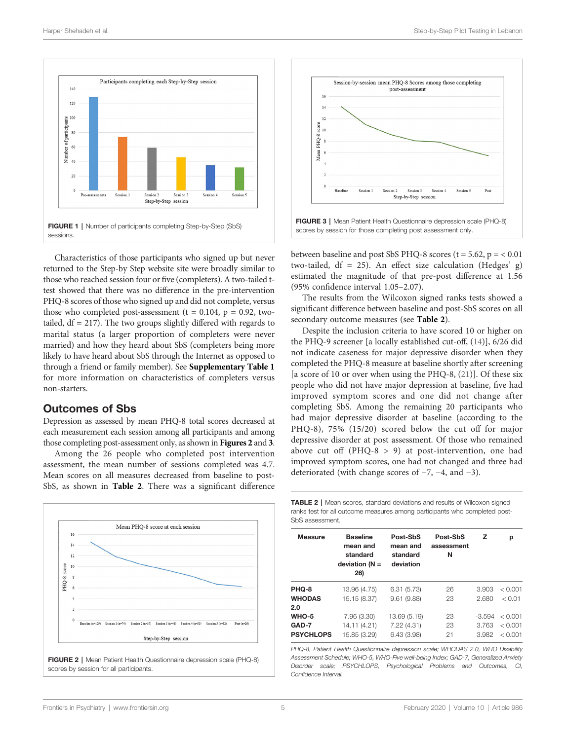FIGURE 1 | Number of participants completing Step-by-Step (SbS) sessions.

FIGURE 3 | Mean Patient Health Questionnaire depression scale (PHQ-8) scores by session for those completing post assessment only.

Characteristics of those participants who signed up but never returned to the Step-by Step website site were broadly similar to those who reached session four or five (completers). A two-tailed t-test showed that there was no difference in the pre-intervention PHQ-8 scores of those who signed up and did not complete, versus those who completed post-assessment (t = 0.104, p = 0.92, two-tailed, df = 217). The two groups slightly differed with regards to marital status (a larger proportion of completers were never married) and how they heard about SbS (completers being more likely to have heard about SbS through the Internet as opposed to through a friend or family member). See **Supplementary Table 1** for more information on characteristics of completers versus non-starters.

## Outcomes of Sbs

Depression as assessed by mean PHQ-8 total scores decreased at each measurement each session among all participants and among those completing post-assessment only, as shown in **Figures 2** and **3**.

Among the 26 people who completed post intervention assessment, the mean number of sessions completed was 4.7. Mean scores on all measures decreased from baseline to post-SbS, as shown in **Table 2**. There was a significant difference between baseline and post SbS PHQ-8 scores (t = 5.62, p = < 0.01 two-tailed, df = 25). An effect size calculation (Hedges' g) estimated the magnitude of that pre-post difference at 1.56 (95% confidence interval 1.05–2.07).

The results from the Wilcoxon signed ranks tests showed a significant difference between baseline and post-SbS scores on all secondary outcome measures (see **Table 2**).

Despite the inclusion criteria to have scored 10 or higher on the PHQ-9 screener [a locally established cut-off, (14)], 6/26 did not indicate caseness for major depressive disorder when they completed the PHQ-8 measure at baseline shortly after screening [a score of 10 or over when using the PHQ-8, (21)]. Of these six people who did not have major depression at baseline, five had improved symptom scores and one did not change after completing SbS. Among the remaining 20 participants who had major depressive disorder at baseline (according to the PHQ-8), 75% (15/20) scored below the cut off for major depressive disorder at post assessment. Of those who remained above cut off (PHQ-8 > 9) at post-intervention, one had improved symptom scores, one had not changed and three had deteriorated (with change scores of −7, −4, and −3).

FIGURE 2 | Mean Patient Health Questionnaire depression scale (PHQ-8) scores by session for all participants.

**TABLE 2** | Mean scores, standard deviations and results of Wilcoxon signed ranks test for all outcome measures among participants who completed post-SbS assessment.

| Measure | Baseline mean and standard deviation (N = 26) | Post-SbS mean and standard deviation | Post-SbS assessment N | Z | p |
|---|---|---|---|---|---|
| **PHQ-8** | 13.96 (4.75) | 6.31 (5.73) | 26 | 3.903 | < 0.001 |
| **WHODAS 2.0** | 15.15 (8.37) | 9.61 (9.88) | 23 | 2.680 | < 0.01 |
| **WHO-5** | 7.96 (3.30) | 13.69 (5.19) | 23 | -3.594 | < 0.001 |
| **GAD-7** | 14.11 (4.21) | 7.22 (4.31) | 23 | 3.763 | < 0.001 |
| **PSYCHLOPS** | 15.85 (3.29) | 6.43 (3.98) | 21 | 3.982 | < 0.001 |

*PHQ-8, Patient Health Questionnaire depression scale; WHODAS 2.0, WHO Disability Assessment Schedule; WHO-5, WHO-Five well-being Index; GAD-7, Generalized Anxiety Disorder scale; PSYCHLOPS, Psychological Problems and Outcomes, CI, Confidence Interval.*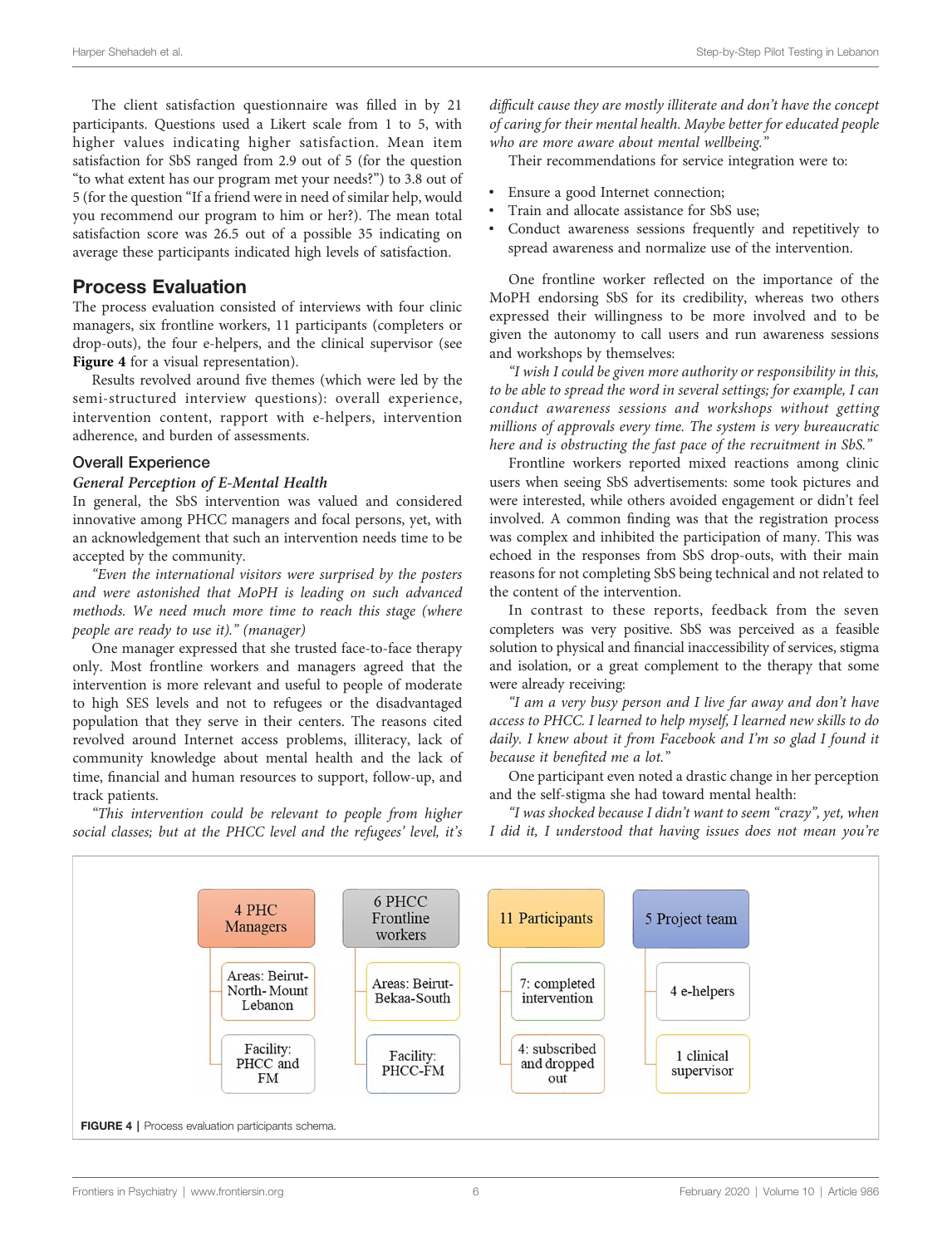The client satisfaction questionnaire was filled in by 21 participants. Questions used a Likert scale from 1 to 5, with higher values indicating higher satisfaction. Mean item satisfaction for SbS ranged from 2.9 out of 5 (for the question "to what extent has our program met your needs?") to 3.8 out of 5 (for the question "If a friend were in need of similar help, would you recommend our program to him or her?). The mean total satisfaction score was 26.5 out of a possible 35 indicating on average these participants indicated high levels of satisfaction.

## Process Evaluation

The process evaluation consisted of interviews with four clinic managers, six frontline workers, 11 participants (completers or drop-outs), the four e-helpers, and the clinical supervisor (see **Figure 4** for a visual representation).

Results revolved around five themes (which were led by the semi-structured interview questions): overall experience, intervention content, rapport with e-helpers, intervention adherence, and burden of assessments.

### Overall Experience

#### *General Perception of E-Mental Health*

In general, the SbS intervention was valued and considered innovative among PHCC managers and focal persons, yet, with an acknowledgement that such an intervention needs time to be accepted by the community.

*"Even the international visitors were surprised by the posters and were astonished that MoPH is leading on such advanced methods. We need much more time to reach this stage (where people are ready to use it)." (manager)*

One manager expressed that she trusted face-to-face therapy only. Most frontline workers and managers agreed that the intervention is more relevant and useful to people of moderate to high SES levels and not to refugees or the disadvantaged population that they serve in their centers. The reasons cited revolved around Internet access problems, illiteracy, lack of community knowledge about mental health and the lack of time, financial and human resources to support, follow-up, and track patients.

*"This intervention could be relevant to people from higher social classes; but at the PHCC level and the refugees' level, it's difficult cause they are mostly illiterate and don't have the concept of caring for their mental health. Maybe better for educated people who are more aware about mental wellbeing."*

Their recommendations for service integration were to:

- Ensure a good Internet connection;
- Train and allocate assistance for SbS use;
- Conduct awareness sessions frequently and repetitively to spread awareness and normalize use of the intervention.

One frontline worker reflected on the importance of the MoPH endorsing SbS for its credibility, whereas two others expressed their willingness to be more involved and to be given the autonomy to call users and run awareness sessions and workshops by themselves:

*"I wish I could be given more authority or responsibility in this, to be able to spread the word in several settings; for example, I can conduct awareness sessions and workshops without getting millions of approvals every time. The system is very bureaucratic here and is obstructing the fast pace of the recruitment in SbS."*

Frontline workers reported mixed reactions among clinic users when seeing SbS advertisements: some took pictures and were interested, while others avoided engagement or didn't feel involved. A common finding was that the registration process was complex and inhibited the participation of many. This was echoed in the responses from SbS drop-outs, with their main reasons for not completing SbS being technical and not related to the content of the intervention.

In contrast to these reports, feedback from the seven completers was very positive. SbS was perceived as a feasible solution to physical and financial inaccessibility of services, stigma and isolation, or a great complement to the therapy that some were already receiving:

*"I am a very busy person and I live far away and don't have access to PHCC. I learned to help myself, I learned new skills to do daily. I knew about it from Facebook and I'm so glad I found it because it benefited me a lot."*

One participant even noted a drastic change in her perception and the self-stigma she had toward mental health:

*"I was shocked because I didn't want to seem "crazy", yet, when I did it, I understood that having issues does not mean you're*

| 4 PHC Managers | 6 PHCC Frontline workers | 11 Participants | 5 Project team |
|---|---|---|---|
| Areas: Beirut-North-Mount Lebanon | Areas: Beirut-Bekaa-South | 7: completed intervention | 4 e-helpers |
| Facility: PHCC and FM | Facility: PHCC-FM | 4: subscribed and dropped out | 1 clinical supervisor |

**FIGURE 4** | Process evaluation participants schema.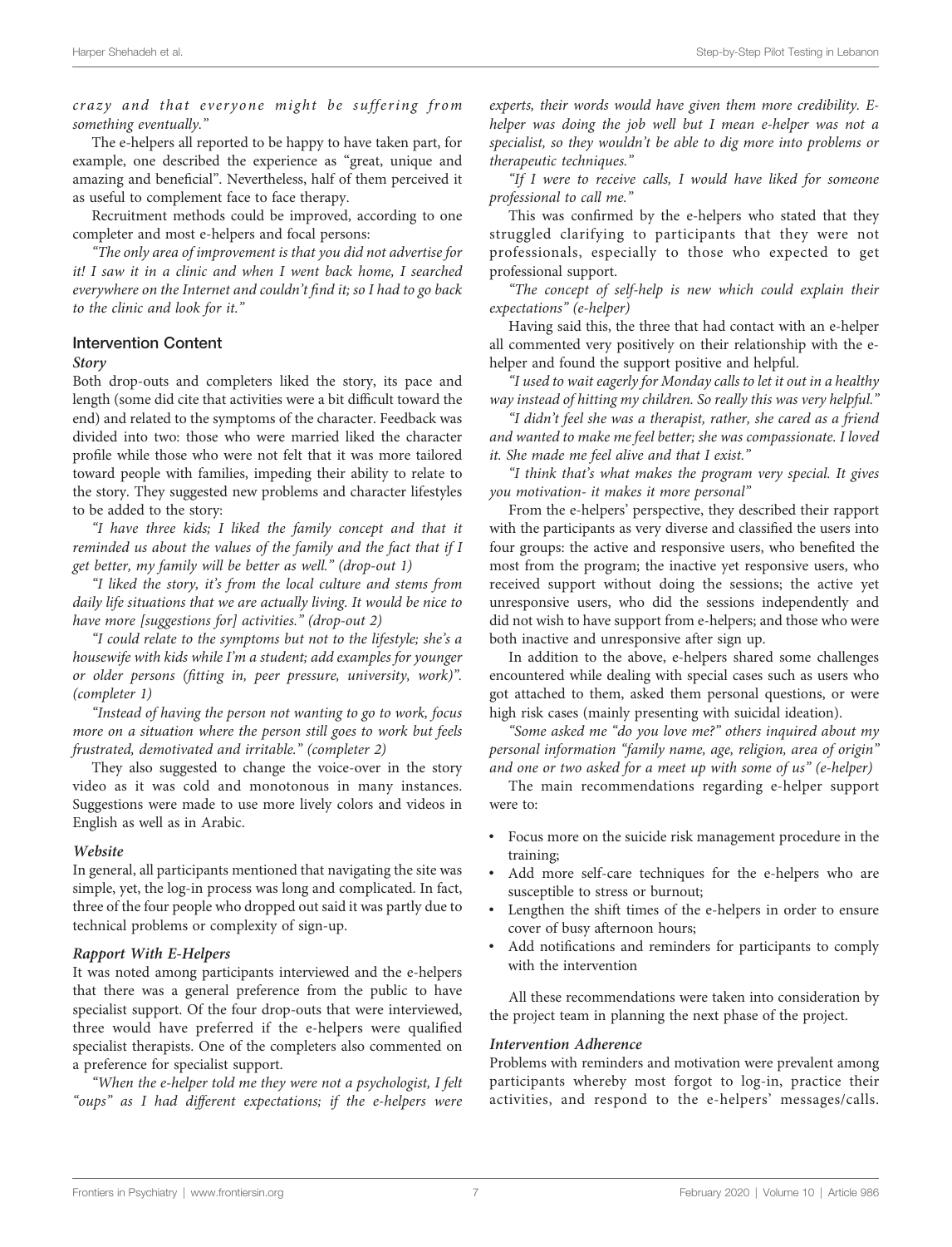*crazy and that everyone might be suffering from something eventually."*

The e-helpers all reported to be happy to have taken part, for example, one described the experience as "great, unique and amazing and beneficial". Nevertheless, half of them perceived it as useful to complement face to face therapy.

Recruitment methods could be improved, according to one completer and most e-helpers and focal persons:

*"The only area of improvement is that you did not advertise for it! I saw it in a clinic and when I went back home, I searched everywhere on the Internet and couldn't find it; so I had to go back to the clinic and look for it."*

### Intervention Content

#### Story

Both drop-outs and completers liked the story, its pace and length (some did cite that activities were a bit difficult toward the end) and related to the symptoms of the character. Feedback was divided into two: those who were married liked the character profile while those who were not felt that it was more tailored toward people with families, impeding their ability to relate to the story. They suggested new problems and character lifestyles to be added to the story:

*"I have three kids; I liked the family concept and that it reminded us about the values of the family and the fact that if I get better, my family will be better as well."* (drop-out 1)

*"I liked the story, it's from the local culture and stems from daily life situations that we are actually living. It would be nice to have more [suggestions for] activities."* (drop-out 2)

*"I could relate to the symptoms but not to the lifestyle; she's a housewife with kids while I'm a student; add examples for younger or older persons (fitting in, peer pressure, university, work)".* (completer 1)

*"Instead of having the person not wanting to go to work, focus more on a situation where the person still goes to work but feels frustrated, demotivated and irritable."* (completer 2)

They also suggested to change the voice-over in the story video as it was cold and monotonous in many instances. Suggestions were made to use more lively colors and videos in English as well as in Arabic.

#### Website

In general, all participants mentioned that navigating the site was simple, yet, the log-in process was long and complicated. In fact, three of the four people who dropped out said it was partly due to technical problems or complexity of sign-up.

#### Rapport With E-Helpers

It was noted among participants interviewed and the e-helpers that there was a general preference from the public to have specialist support. Of the four drop-outs that were interviewed, three would have preferred if the e-helpers were qualified specialist therapists. One of the completers also commented on a preference for specialist support.

*"When the e-helper told me they were not a psychologist, I felt "oups" as I had different expectations; if the e-helpers were experts, their words would have given them more credibility. E-helper was doing the job well but I mean e-helper was not a specialist, so they wouldn't be able to dig more into problems or therapeutic techniques."*

*"If I were to receive calls, I would have liked for someone professional to call me."*

This was confirmed by the e-helpers who stated that they struggled clarifying to participants that they were not professionals, especially to those who expected to get professional support.

*"The concept of self-help is new which could explain their expectations"* (e-helper)

Having said this, the three that had contact with an e-helper all commented very positively on their relationship with the e-helper and found the support positive and helpful.

*"I used to wait eagerly for Monday calls to let it out in a healthy way instead of hitting my children. So really this was very helpful."*

*"I didn't feel she was a therapist, rather, she cared as a friend and wanted to make me feel better; she was compassionate. I loved it. She made me feel alive and that I exist."*

*"I think that's what makes the program very special. It gives you motivation- it makes it more personal"*

From the e-helpers' perspective, they described their rapport with the participants as very diverse and classified the users into four groups: the active and responsive users, who benefited the most from the program; the inactive yet responsive users, who received support without doing the sessions; the active yet unresponsive users, who did the sessions independently and did not wish to have support from e-helpers; and those who were both inactive and unresponsive after sign up.

In addition to the above, e-helpers shared some challenges encountered while dealing with special cases such as users who got attached to them, asked them personal questions, or were high risk cases (mainly presenting with suicidal ideation).

*"Some asked me "do you love me?" others inquired about my personal information "family name, age, religion, area of origin" and one or two asked for a meet up with some of us"* (e-helper)

The main recommendations regarding e-helper support were to:

- Focus more on the suicide risk management procedure in the training;
- Add more self-care techniques for the e-helpers who are susceptible to stress or burnout;
- Lengthen the shift times of the e-helpers in order to ensure cover of busy afternoon hours;
- Add notifications and reminders for participants to comply with the intervention

All these recommendations were taken into consideration by the project team in planning the next phase of the project.

#### Intervention Adherence

Problems with reminders and motivation were prevalent among participants whereby most forgot to log-in, practice their activities, and respond to the e-helpers' messages/calls.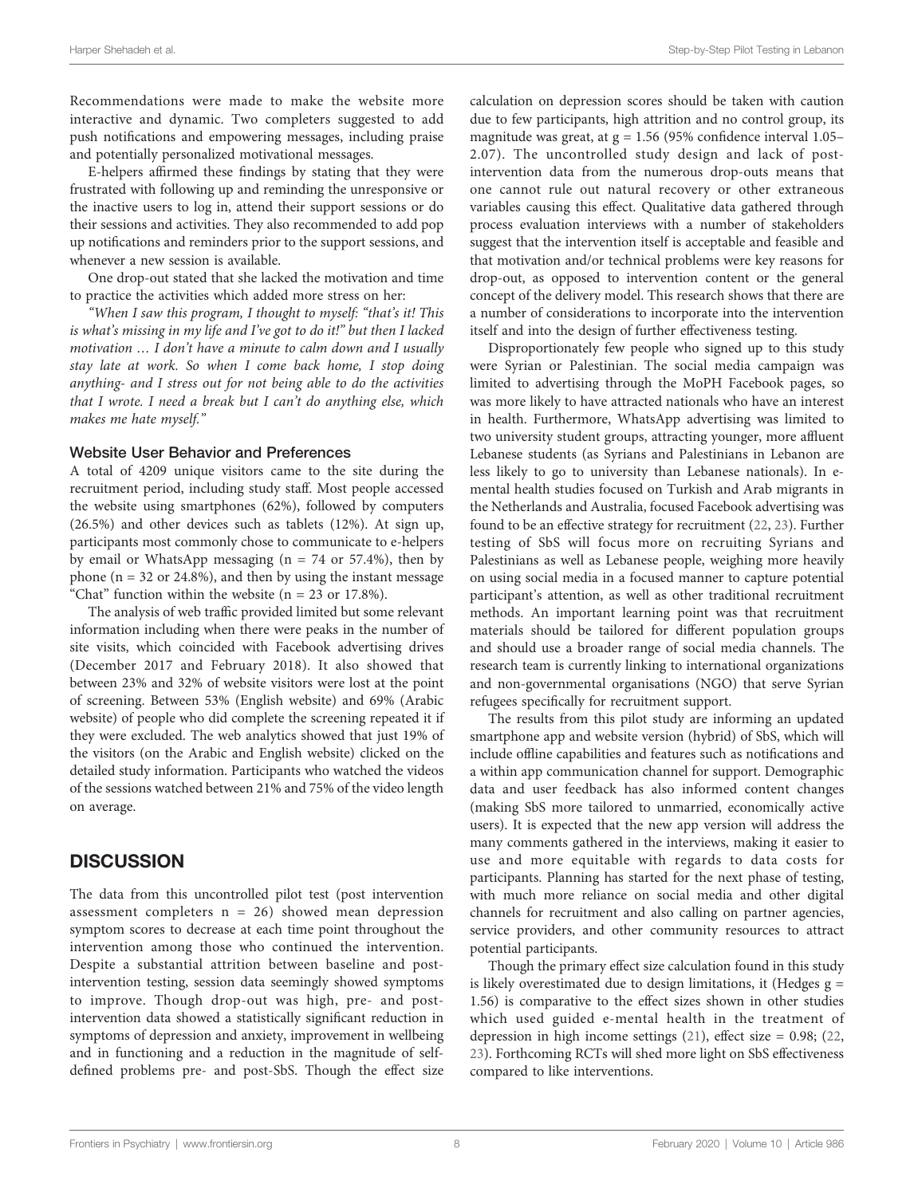Recommendations were made to make the website more interactive and dynamic. Two completers suggested to add push notifications and empowering messages, including praise and potentially personalized motivational messages.

E-helpers affirmed these findings by stating that they were frustrated with following up and reminding the unresponsive or the inactive users to log in, attend their support sessions or do their sessions and activities. They also recommended to add pop up notifications and reminders prior to the support sessions, and whenever a new session is available.

One drop-out stated that she lacked the motivation and time to practice the activities which added more stress on her:

*"When I saw this program, I thought to myself: "that's it! This is what's missing in my life and I've got to do it!" but then I lacked motivation … I don't have a minute to calm down and I usually stay late at work. So when I come back home, I stop doing anything- and I stress out for not being able to do the activities that I wrote. I need a break but I can't do anything else, which makes me hate myself."*

### Website User Behavior and Preferences

A total of 4209 unique visitors came to the site during the recruitment period, including study staff. Most people accessed the website using smartphones (62%), followed by computers (26.5%) and other devices such as tablets (12%). At sign up, participants most commonly chose to communicate to e-helpers by email or WhatsApp messaging (n = 74 or 57.4%), then by phone (n = 32 or 24.8%), and then by using the instant message "Chat" function within the website (n = 23 or 17.8%).

The analysis of web traffic provided limited but some relevant information including when there were peaks in the number of site visits, which coincided with Facebook advertising drives (December 2017 and February 2018). It also showed that between 23% and 32% of website visitors were lost at the point of screening. Between 53% (English website) and 69% (Arabic website) of people who did complete the screening repeated it if they were excluded. The web analytics showed that just 19% of the visitors (on the Arabic and English website) clicked on the detailed study information. Participants who watched the videos of the sessions watched between 21% and 75% of the video length on average.

## DISCUSSION

The data from this uncontrolled pilot test (post intervention assessment completers n = 26) showed mean depression symptom scores to decrease at each time point throughout the intervention among those who continued the intervention. Despite a substantial attrition between baseline and post-intervention testing, session data seemingly showed symptoms to improve. Though drop-out was high, pre- and post-intervention data showed a statistically significant reduction in symptoms of depression and anxiety, improvement in wellbeing and in functioning and a reduction in the magnitude of self-defined problems pre- and post-SbS. Though the effect size calculation on depression scores should be taken with caution due to few participants, high attrition and no control group, its magnitude was great, at g = 1.56 (95% confidence interval 1.05–2.07). The uncontrolled study design and lack of post-intervention data from the numerous drop-outs means that one cannot rule out natural recovery or other extraneous variables causing this effect. Qualitative data gathered through process evaluation interviews with a number of stakeholders suggest that the intervention itself is acceptable and feasible and that motivation and/or technical problems were key reasons for drop-out, as opposed to intervention content or the general concept of the delivery model. This research shows that there are a number of considerations to incorporate into the intervention itself and into the design of further effectiveness testing.

Disproportionately few people who signed up to this study were Syrian or Palestinian. The social media campaign was limited to advertising through the MoPH Facebook pages, so was more likely to have attracted nationals who have an interest in health. Furthermore, WhatsApp advertising was limited to two university student groups, attracting younger, more affluent Lebanese students (as Syrians and Palestinians in Lebanon are less likely to go to university than Lebanese nationals). In e-mental health studies focused on Turkish and Arab migrants in the Netherlands and Australia, focused Facebook advertising was found to be an effective strategy for recruitment (22, 23). Further testing of SbS will focus more on recruiting Syrians and Palestinians as well as Lebanese people, weighing more heavily on using social media in a focused manner to capture potential participant's attention, as well as other traditional recruitment methods. An important learning point was that recruitment materials should be tailored for different population groups and should use a broader range of social media channels. The research team is currently linking to international organizations and non-governmental organisations (NGO) that serve Syrian refugees specifically for recruitment support.

The results from this pilot study are informing an updated smartphone app and website version (hybrid) of SbS, which will include offline capabilities and features such as notifications and a within app communication channel for support. Demographic data and user feedback has also informed content changes (making SbS more tailored to unmarried, economically active users). It is expected that the new app version will address the many comments gathered in the interviews, making it easier to use and more equitable with regards to data costs for participants. Planning has started for the next phase of testing, with much more reliance on social media and other digital channels for recruitment and also calling on partner agencies, service providers, and other community resources to attract potential participants.

Though the primary effect size calculation found in this study is likely overestimated due to design limitations, it (Hedges g = 1.56) is comparative to the effect sizes shown in other studies which used guided e-mental health in the treatment of depression in high income settings (21), effect size = 0.98; (22, 23). Forthcoming RCTs will shed more light on SbS effectiveness compared to like interventions.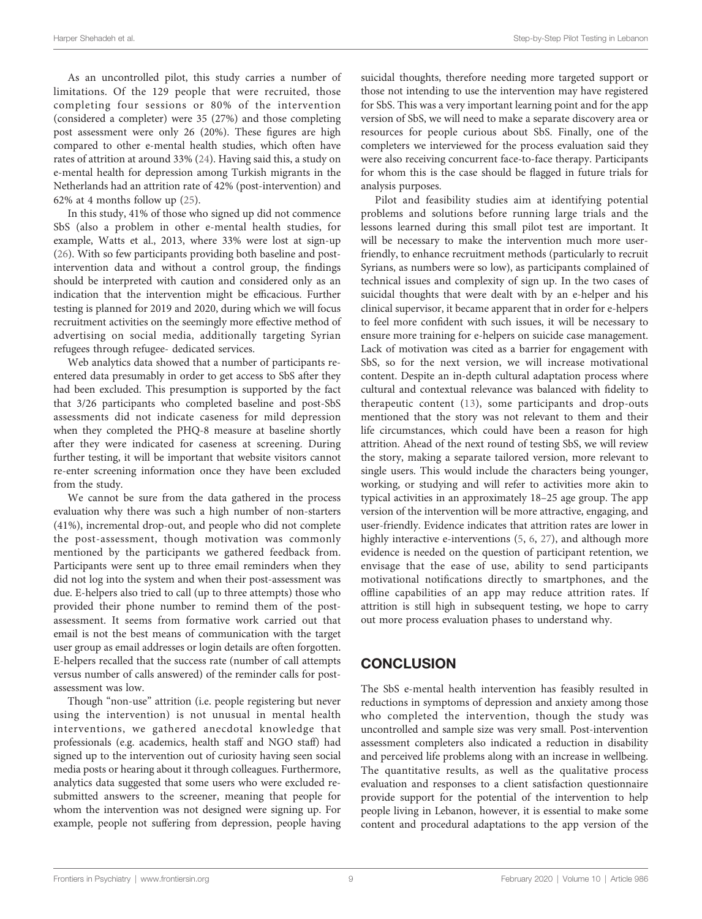As an uncontrolled pilot, this study carries a number of limitations. Of the 129 people that were recruited, those completing four sessions or 80% of the intervention (considered a completer) were 35 (27%) and those completing post assessment were only 26 (20%). These figures are high compared to other e-mental health studies, which often have rates of attrition at around 33% (24). Having said this, a study on e-mental health for depression among Turkish migrants in the Netherlands had an attrition rate of 42% (post-intervention) and 62% at 4 months follow up (25).

In this study, 41% of those who signed up did not commence SbS (also a problem in other e-mental health studies, for example, Watts et al., 2013, where 33% were lost at sign-up (26). With so few participants providing both baseline and post-intervention data and without a control group, the findings should be interpreted with caution and considered only as an indication that the intervention might be efficacious. Further testing is planned for 2019 and 2020, during which we will focus recruitment activities on the seemingly more effective method of advertising on social media, additionally targeting Syrian refugees through refugee- dedicated services.

Web analytics data showed that a number of participants re-entered data presumably in order to get access to SbS after they had been excluded. This presumption is supported by the fact that 3/26 participants who completed baseline and post-SbS assessments did not indicate caseness for mild depression when they completed the PHQ-8 measure at baseline shortly after they were indicated for caseness at screening. During further testing, it will be important that website visitors cannot re-enter screening information once they have been excluded from the study.

We cannot be sure from the data gathered in the process evaluation why there was such a high number of non-starters (41%), incremental drop-out, and people who did not complete the post-assessment, though motivation was commonly mentioned by the participants we gathered feedback from. Participants were sent up to three email reminders when they did not log into the system and when their post-assessment was due. E-helpers also tried to call (up to three attempts) those who provided their phone number to remind them of the post-assessment. It seems from formative work carried out that email is not the best means of communication with the target user group as email addresses or login details are often forgotten. E-helpers recalled that the success rate (number of call attempts versus number of calls answered) of the reminder calls for post-assessment was low.

Though "non-use" attrition (i.e. people registering but never using the intervention) is not unusual in mental health interventions, we gathered anecdotal knowledge that professionals (e.g. academics, health staff and NGO staff) had signed up to the intervention out of curiosity having seen social media posts or hearing about it through colleagues. Furthermore, analytics data suggested that some users who were excluded re-submitted answers to the screener, meaning that people for whom the intervention was not designed were signing up. For example, people not suffering from depression, people having suicidal thoughts, therefore needing more targeted support or those not intending to use the intervention may have registered for SbS. This was a very important learning point and for the app version of SbS, we will need to make a separate discovery area or resources for people curious about SbS. Finally, one of the completers we interviewed for the process evaluation said they were also receiving concurrent face-to-face therapy. Participants for whom this is the case should be flagged in future trials for analysis purposes.

Pilot and feasibility studies aim at identifying potential problems and solutions before running large trials and the lessons learned during this small pilot test are important. It will be necessary to make the intervention much more user-friendly, to enhance recruitment methods (particularly to recruit Syrians, as numbers were so low), as participants complained of technical issues and complexity of sign up. In the two cases of suicidal thoughts that were dealt with by an e-helper and his clinical supervisor, it became apparent that in order for e-helpers to feel more confident with such issues, it will be necessary to ensure more training for e-helpers on suicide case management. Lack of motivation was cited as a barrier for engagement with SbS, so for the next version, we will increase motivational content. Despite an in-depth cultural adaptation process where cultural and contextual relevance was balanced with fidelity to therapeutic content (13), some participants and drop-outs mentioned that the story was not relevant to them and their life circumstances, which could have been a reason for high attrition. Ahead of the next round of testing SbS, we will review the story, making a separate tailored version, more relevant to single users. This would include the characters being younger, working, or studying and will refer to activities more akin to typical activities in an approximately 18–25 age group. The app version of the intervention will be more attractive, engaging, and user-friendly. Evidence indicates that attrition rates are lower in highly interactive e-interventions (5, 6, 27), and although more evidence is needed on the question of participant retention, we envisage that the ease of use, ability to send participants motivational notifications directly to smartphones, and the offline capabilities of an app may reduce attrition rates. If attrition is still high in subsequent testing, we hope to carry out more process evaluation phases to understand why.

## CONCLUSION

The SbS e-mental health intervention has feasibly resulted in reductions in symptoms of depression and anxiety among those who completed the intervention, though the study was uncontrolled and sample size was very small. Post-intervention assessment completers also indicated a reduction in disability and perceived life problems along with an increase in wellbeing. The quantitative results, as well as the qualitative process evaluation and responses to a client satisfaction questionnaire provide support for the potential of the intervention to help people living in Lebanon, however, it is essential to make some content and procedural adaptations to the app version of the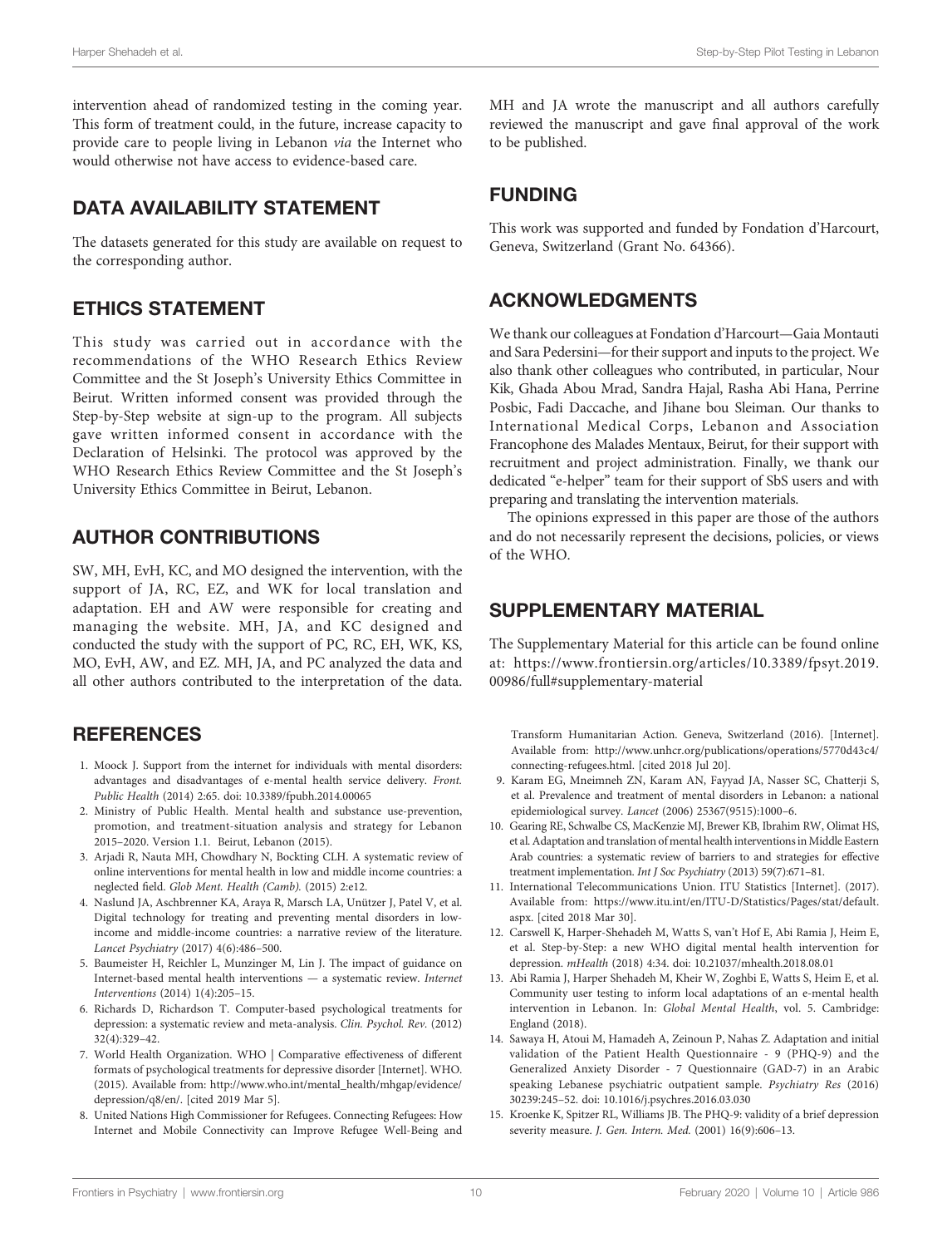intervention ahead of randomized testing in the coming year. This form of treatment could, in the future, increase capacity to provide care to people living in Lebanon *via* the Internet who would otherwise not have access to evidence-based care.

## DATA AVAILABILITY STATEMENT

The datasets generated for this study are available on request to the corresponding author.

## ETHICS STATEMENT

This study was carried out in accordance with the recommendations of the WHO Research Ethics Review Committee and the St Joseph's University Ethics Committee in Beirut. Written informed consent was provided through the Step-by-Step website at sign-up to the program. All subjects gave written informed consent in accordance with the Declaration of Helsinki. The protocol was approved by the WHO Research Ethics Review Committee and the St Joseph's University Ethics Committee in Beirut, Lebanon.

## AUTHOR CONTRIBUTIONS

SW, MH, EvH, KC, and MO designed the intervention, with the support of JA, RC, EZ, and WK for local translation and adaptation. EH and AW were responsible for creating and managing the website. MH, JA, and KC designed and conducted the study with the support of PC, RC, EH, WK, KS, MO, EvH, AW, and EZ. MH, JA, and PC analyzed the data and all other authors contributed to the interpretation of the data. MH and JA wrote the manuscript and all authors carefully reviewed the manuscript and gave final approval of the work to be published.

## FUNDING

This work was supported and funded by Fondation d'Harcourt, Geneva, Switzerland (Grant No. 64366).

## ACKNOWLEDGMENTS

We thank our colleagues at Fondation d'Harcourt—Gaia Montauti and Sara Pedersini—for their support and inputs to the project. We also thank other colleagues who contributed, in particular, Nour Kik, Ghada Abou Mrad, Sandra Hajal, Rasha Abi Hana, Perrine Posbic, Fadi Daccache, and Jihane bou Sleiman. Our thanks to International Medical Corps, Lebanon and Association Francophone des Malades Mentaux, Beirut, for their support with recruitment and project administration. Finally, we thank our dedicated "e-helper" team for their support of SbS users and with preparing and translating the intervention materials.

The opinions expressed in this paper are those of the authors and do not necessarily represent the decisions, policies, or views of the WHO.

## SUPPLEMENTARY MATERIAL

The Supplementary Material for this article can be found online at: https://www.frontiersin.org/articles/10.3389/fpsyt.2019.00986/full#supplementary-material

## REFERENCES

1. Moock J. Support from the internet for individuals with mental disorders: advantages and disadvantages of e-mental health service delivery. *Front. Public Health* (2014) 2:65. doi: 10.3389/fpubh.2014.00065
2. Ministry of Public Health. Mental health and substance use-prevention, promotion, and treatment-situation analysis and strategy for Lebanon 2015–2020. Version 1.1. Beirut, Lebanon (2015).
3. Arjadi R, Nauta MH, Chowdhary N, Bockting CLH. A systematic review of online interventions for mental health in low and middle income countries: a neglected field. *Glob Ment. Health (Camb).* (2015) 2:e12.
4. Naslund JA, Aschbrenner KA, Araya R, Marsch LA, Unützer J, Patel V, et al. Digital technology for treating and preventing mental disorders in low-income and middle-income countries: a narrative review of the literature. *Lancet Psychiatry* (2017) 4(6):486–500.
5. Baumeister H, Reichler L, Munzinger M, Lin J. The impact of guidance on Internet-based mental health interventions — a systematic review. *Internet Interventions* (2014) 1(4):205–15.
6. Richards D, Richardson T. Computer-based psychological treatments for depression: a systematic review and meta-analysis. *Clin. Psychol. Rev.* (2012) 32(4):329–42.
7. World Health Organization. WHO | Comparative effectiveness of different formats of psychological treatments for depressive disorder [Internet]. WHO. (2015). Available from: http://www.who.int/mental_health/mhgap/evidence/depression/q8/en/. [cited 2019 Mar 5].
8. United Nations High Commissioner for Refugees. Connecting Refugees: How Internet and Mobile Connectivity can Improve Refugee Well-Being and Transform Humanitarian Action. Geneva, Switzerland (2016). [Internet]. Available from: http://www.unhcr.org/publications/operations/5770d43c4/connecting-refugees.html. [cited 2018 Jul 20].
9. Karam EG, Mneimneh ZN, Karam AN, Fayyad JA, Nasser SC, Chatterji S, et al. Prevalence and treatment of mental disorders in Lebanon: a national epidemiological survey. *Lancet* (2006) 25367(9515):1000–6.
10. Gearing RE, Schwalbe CS, MacKenzie MJ, Brewer KB, Ibrahim RW, Olimat HS, et al. Adaptation and translation of mental health interventions in Middle Eastern Arab countries: a systematic review of barriers to and strategies for effective treatment implementation. *Int J Soc Psychiatry* (2013) 59(7):671–81.
11. International Telecommunications Union. ITU Statistics [Internet]. (2017). Available from: https://www.itu.int/en/ITU-D/Statistics/Pages/stat/default.aspx. [cited 2018 Mar 30].
12. Carswell K, Harper-Shehadeh M, Watts S, van't Hof E, Abi Ramia J, Heim E, et al. Step-by-Step: a new WHO digital mental health intervention for depression. *mHealth* (2018) 4:34. doi: 10.21037/mhealth.2018.08.01
13. Abi Ramia J, Harper Shehadeh M, Kheir W, Zoghbi E, Watts S, Heim E, et al. Community user testing to inform local adaptations of an e-mental health intervention in Lebanon. In: *Global Mental Health*, vol. 5. Cambridge: England (2018).
14. Sawaya H, Atoui M, Hamadeh A, Zeinoun P, Nahas Z. Adaptation and initial validation of the Patient Health Questionnaire - 9 (PHQ-9) and the Generalized Anxiety Disorder - 7 Questionnaire (GAD-7) in an Arabic speaking Lebanese psychiatric outpatient sample. *Psychiatry Res* (2016) 30239:245–52. doi: 10.1016/j.psychres.2016.03.030
15. Kroenke K, Spitzer RL, Williams JB. The PHQ-9: validity of a brief depression severity measure. *J. Gen. Intern. Med.* (2001) 16(9):606–13.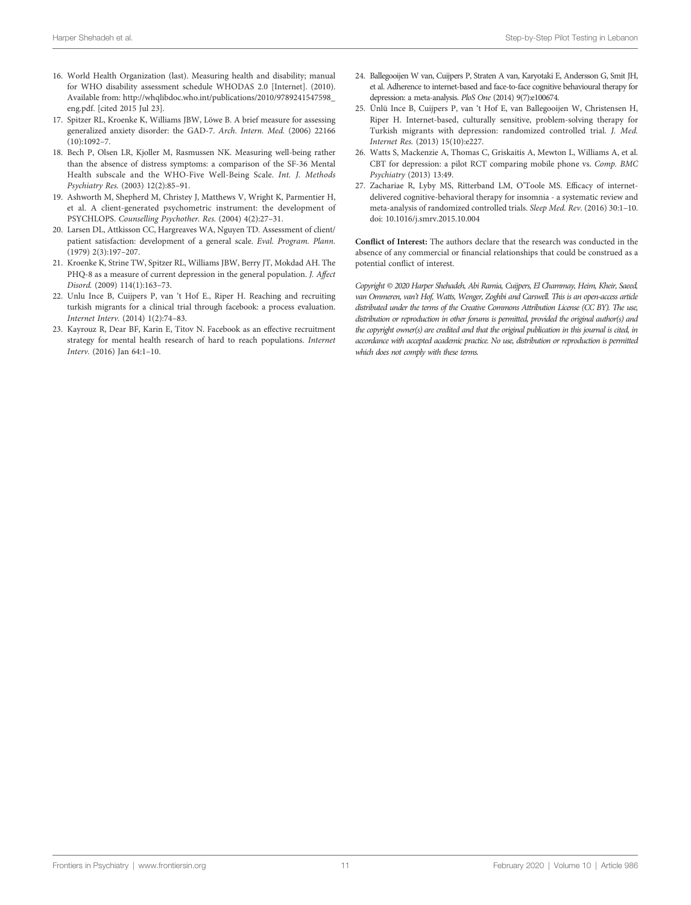16. World Health Organization (last). Measuring health and disability; manual for WHO disability assessment schedule WHODAS 2.0 [Internet]. (2010). Available from: http://whqlibdoc.who.int/publications/2010/9789241547598_eng.pdf. [cited 2015 Jul 23].
17. Spitzer RL, Kroenke K, Williams JBW, Löwe B. A brief measure for assessing generalized anxiety disorder: the GAD-7. *Arch. Intern. Med.* (2006) 22166 (10):1092–7.
18. Bech P, Olsen LR, Kjoller M, Rasmussen NK. Measuring well-being rather than the absence of distress symptoms: a comparison of the SF-36 Mental Health subscale and the WHO-Five Well-Being Scale. *Int. J. Methods Psychiatry Res.* (2003) 12(2):85–91.
19. Ashworth M, Shepherd M, Christey J, Matthews V, Wright K, Parmentier H, et al. A client-generated psychometric instrument: the development of PSYCHLOPS. *Counselling Psychother. Res.* (2004) 4(2):27–31.
20. Larsen DL, Attkisson CC, Hargreaves WA, Nguyen TD. Assessment of client/patient satisfaction: development of a general scale. *Eval. Program. Plann.* (1979) 2(3):197–207.
21. Kroenke K, Strine TW, Spitzer RL, Williams JBW, Berry JT, Mokdad AH. The PHQ-8 as a measure of current depression in the general population. *J. Affect Disord.* (2009) 114(1):163–73.
22. Unlu Ince B, Cuijpers P, van 't Hof E., Riper H. Reaching and recruiting turkish migrants for a clinical trial through facebook: a process evaluation. *Internet Interv.* (2014) 1(2):74–83.
23. Kayrouz R, Dear BF, Karin E, Titov N. Facebook as an effective recruitment strategy for mental health research of hard to reach populations. *Internet Interv.* (2016) Jan 64:1–10.
24. Ballegooijen W van, Cuijpers P, Straten A van, Karyotaki E, Andersson G, Smit JH, et al. Adherence to internet-based and face-to-face cognitive behavioural therapy for depression: a meta-analysis. *PloS One* (2014) 9(7):e100674.
25. Ünlü Ince B, Cuijpers P, van 't Hof E, van Ballegooijen W, Christensen H, Riper H. Internet-based, culturally sensitive, problem-solving therapy for Turkish migrants with depression: randomized controlled trial. *J. Med. Internet Res.* (2013) 15(10):e227.
26. Watts S, Mackenzie A, Thomas C, Griskaitis A, Mewton L, Williams A, et al. CBT for depression: a pilot RCT comparing mobile phone vs. *Comp. BMC Psychiatry* (2013) 13:49.
27. Zachariae R, Lyby MS, Ritterband LM, O'Toole MS. Efficacy of internet-delivered cognitive-behavioral therapy for insomnia - a systematic review and meta-analysis of randomized controlled trials. *Sleep Med. Rev.* (2016) 30:1–10. doi: 10.1016/j.smrv.2015.10.004

**Conflict of Interest:** The authors declare that the research was conducted in the absence of any commercial or financial relationships that could be construed as a potential conflict of interest.

*Copyright © 2020 Harper Shehadeh, Abi Ramia, Cuijpers, El Chammay, Heim, Kheir, Saeed, van Ommeren, van't Hof, Watts, Wenger, Zoghbi and Carswell. This is an open-access article distributed under the terms of the Creative Commons Attribution License (CC BY). The use, distribution or reproduction in other forums is permitted, provided the original author(s) and the copyright owner(s) are credited and that the original publication in this journal is cited, in accordance with accepted academic practice. No use, distribution or reproduction is permitted which does not comply with these terms.*